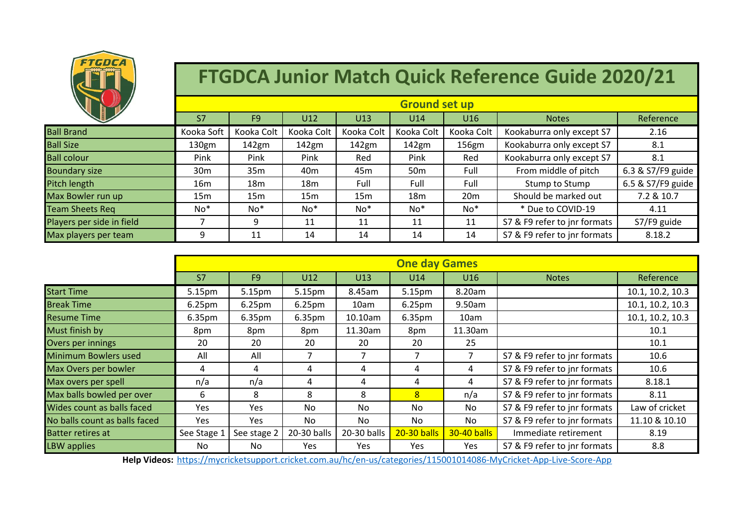# FTGDCA Junior Match Quick Reference Guide 2020/21

## Ground set up

| | S7 | F9 | U12 | U13 | U14 | U16 | Notes | Reference |
|---|---|---|---|---|---|---|---|---|
| Ball Brand | Kooka Soft | Kooka Colt | Kooka Colt | Kooka Colt | Kooka Colt | Kooka Colt | Kookaburra only except S7 | 2.16 |
| Ball Size | 130gm | 142gm | 142gm | 142gm | 142gm | 156gm | Kookaburra only except S7 | 8.1 |
| Ball colour | Pink | Pink | Pink | Red | Pink | Red | Kookaburra only except S7 | 8.1 |
| Boundary size | 30m | 35m | 40m | 45m | 50m | Full | From middle of pitch | 6.3 & S7/F9 guide |
| Pitch length | 16m | 18m | 18m | Full | Full | Full | Stump to Stump | 6.5 & S7/F9 guide |
| Max Bowler run up | 15m | 15m | 15m | 15m | 18m | 20m | Should be marked out | 7.2 & 10.7 |
| Team Sheets Req | No* | No* | No* | No* | No* | No* | * Due to COVID-19 | 4.11 |
| Players per side in field | 7 | 9 | 11 | 11 | 11 | 11 | S7 & F9 refer to jnr formats | S7/F9 guide |
| Max players per team | 9 | 11 | 14 | 14 | 14 | 14 | S7 & F9 refer to jnr formats | 8.18.2 |

## One day Games

| | S7 | F9 | U12 | U13 | U14 | U16 | Notes | Reference |
|---|---|---|---|---|---|---|---|---|
| Start Time | 5.15pm | 5.15pm | 5.15pm | 8.45am | 5.15pm | 8.20am | | 10.1, 10.2, 10.3 |
| Break Time | 6.25pm | 6.25pm | 6.25pm | 10am | 6.25pm | 9.50am | | 10.1, 10.2, 10.3 |
| Resume Time | 6.35pm | 6.35pm | 6.35pm | 10.10am | 6.35pm | 10am | | 10.1, 10.2, 10.3 |
| Must finish by | 8pm | 8pm | 8pm | 11.30am | 8pm | 11.30am | | 10.1 |
| Overs per innings | 20 | 20 | 20 | 20 | 20 | 25 | | 10.1 |
| Minimum Bowlers used | All | All | 7 | 7 | 7 | 7 | S7 & F9 refer to jnr formats | 10.6 |
| Max Overs per bowler | 4 | 4 | 4 | 4 | 4 | 4 | S7 & F9 refer to jnr formats | 10.6 |
| Max overs per spell | n/a | n/a | 4 | 4 | 4 | 4 | S7 & F9 refer to jnr formats | 8.18.1 |
| Max balls bowled per over | 6 | 8 | 8 | 8 | 8 | n/a | S7 & F9 refer to jnr formats | 8.11 |
| Wides count as balls faced | Yes | Yes | No | No | No | No | S7 & F9 refer to jnr formats | Law of cricket |
| No balls count as balls faced | Yes | Yes | No | No | No | No | S7 & F9 refer to jnr formats | 11.10 & 10.10 |
| Batter retires at | See Stage 1 | See stage 2 | 20-30 balls | 20-30 balls | 20-30 balls | 30-40 balls | Immediate retirement | 8.19 |
| LBW applies | No | No | Yes | Yes | Yes | Yes | S7 & F9 refer to jnr formats | 8.8 |

**Help Videos:** https://mycricketsupport.cricket.com.au/hc/en-us/categories/115001014086-MyCricket-App-Live-Score-App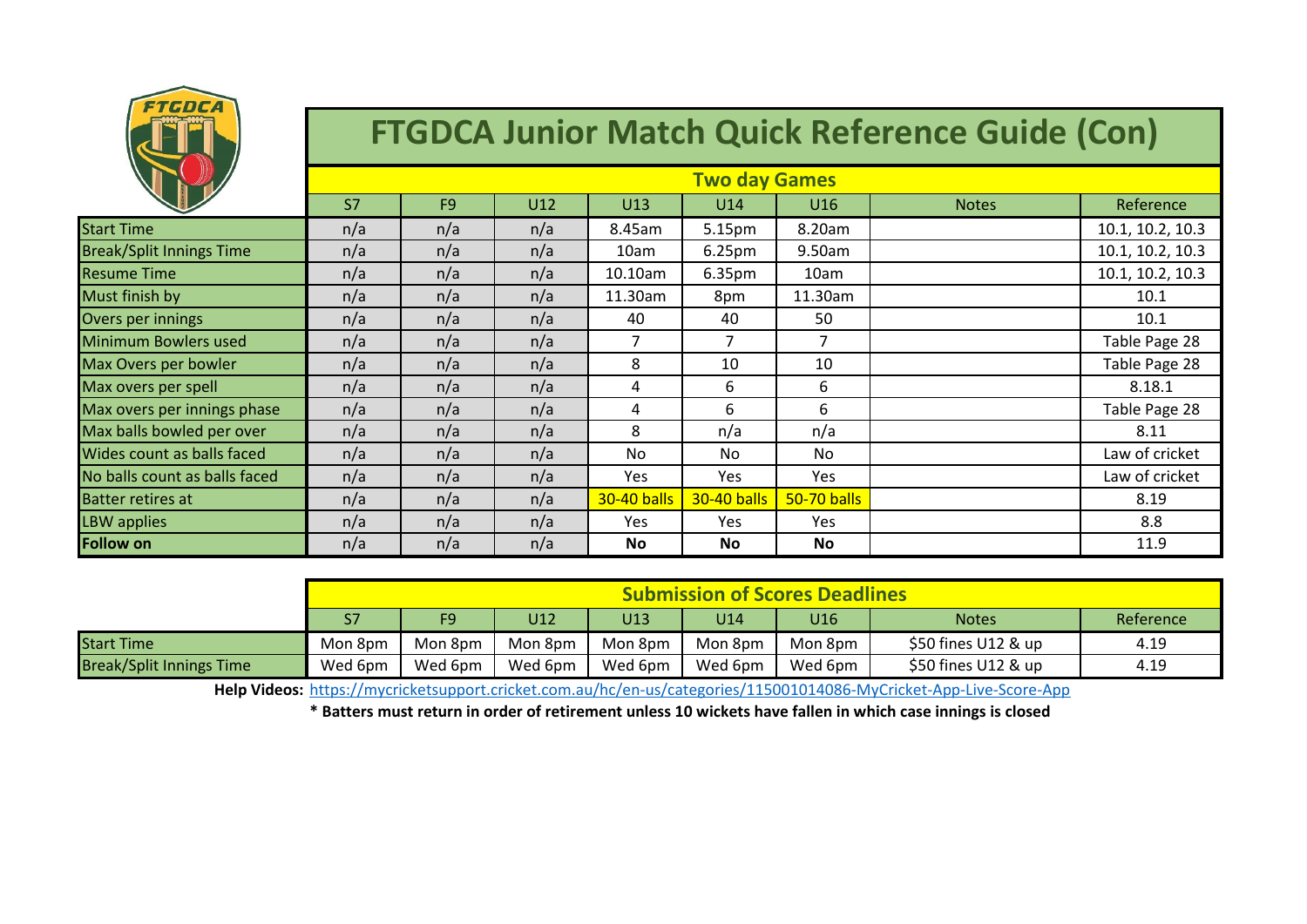# FTGDCA Junior Match Quick Reference Guide (Con)

| | Two day Games | | | | | | | |
|---|---|---|---|---|---|---|---|---|
| | S7 | F9 | U12 | U13 | U14 | U16 | Notes | Reference |
| Start Time | n/a | n/a | n/a | 8.45am | 5.15pm | 8.20am | | 10.1, 10.2, 10.3 |
| Break/Split Innings Time | n/a | n/a | n/a | 10am | 6.25pm | 9.50am | | 10.1, 10.2, 10.3 |
| Resume Time | n/a | n/a | n/a | 10.10am | 6.35pm | 10am | | 10.1, 10.2, 10.3 |
| Must finish by | n/a | n/a | n/a | 11.30am | 8pm | 11.30am | | 10.1 |
| Overs per innings | n/a | n/a | n/a | 40 | 40 | 50 | | 10.1 |
| Minimum Bowlers used | n/a | n/a | n/a | 7 | 7 | 7 | | Table Page 28 |
| Max Overs per bowler | n/a | n/a | n/a | 8 | 10 | 10 | | Table Page 28 |
| Max overs per spell | n/a | n/a | n/a | 4 | 6 | 6 | | 8.18.1 |
| Max overs per innings phase | n/a | n/a | n/a | 4 | 6 | 6 | | Table Page 28 |
| Max balls bowled per over | n/a | n/a | n/a | 8 | n/a | n/a | | 8.11 |
| Wides count as balls faced | n/a | n/a | n/a | No | No | No | | Law of cricket |
| No balls count as balls faced | n/a | n/a | n/a | Yes | Yes | Yes | | Law of cricket |
| Batter retires at | n/a | n/a | n/a | 30-40 balls | 30-40 balls | 50-70 balls | | 8.19 |
| LBW applies | n/a | n/a | n/a | Yes | Yes | Yes | | 8.8 |
| **Follow on** | n/a | n/a | n/a | **No** | **No** | **No** | | 11.9 |

| | Submission of Scores Deadlines | | | | | | | |
|---|---|---|---|---|---|---|---|---|
| | S7 | F9 | U12 | U13 | U14 | U16 | Notes | Reference |
| Start Time | Mon 8pm | Mon 8pm | Mon 8pm | Mon 8pm | Mon 8pm | Mon 8pm | $50 fines U12 & up | 4.19 |
| Break/Split Innings Time | Wed 6pm | Wed 6pm | Wed 6pm | Wed 6pm | Wed 6pm | Wed 6pm | $50 fines U12 & up | 4.19 |

**Help Videos:** https://mycricketsupport.cricket.com.au/hc/en-us/categories/115001014086-MyCricket-App-Live-Score-App

**\* Batters must return in order of retirement unless 10 wickets have fallen in which case innings is closed**